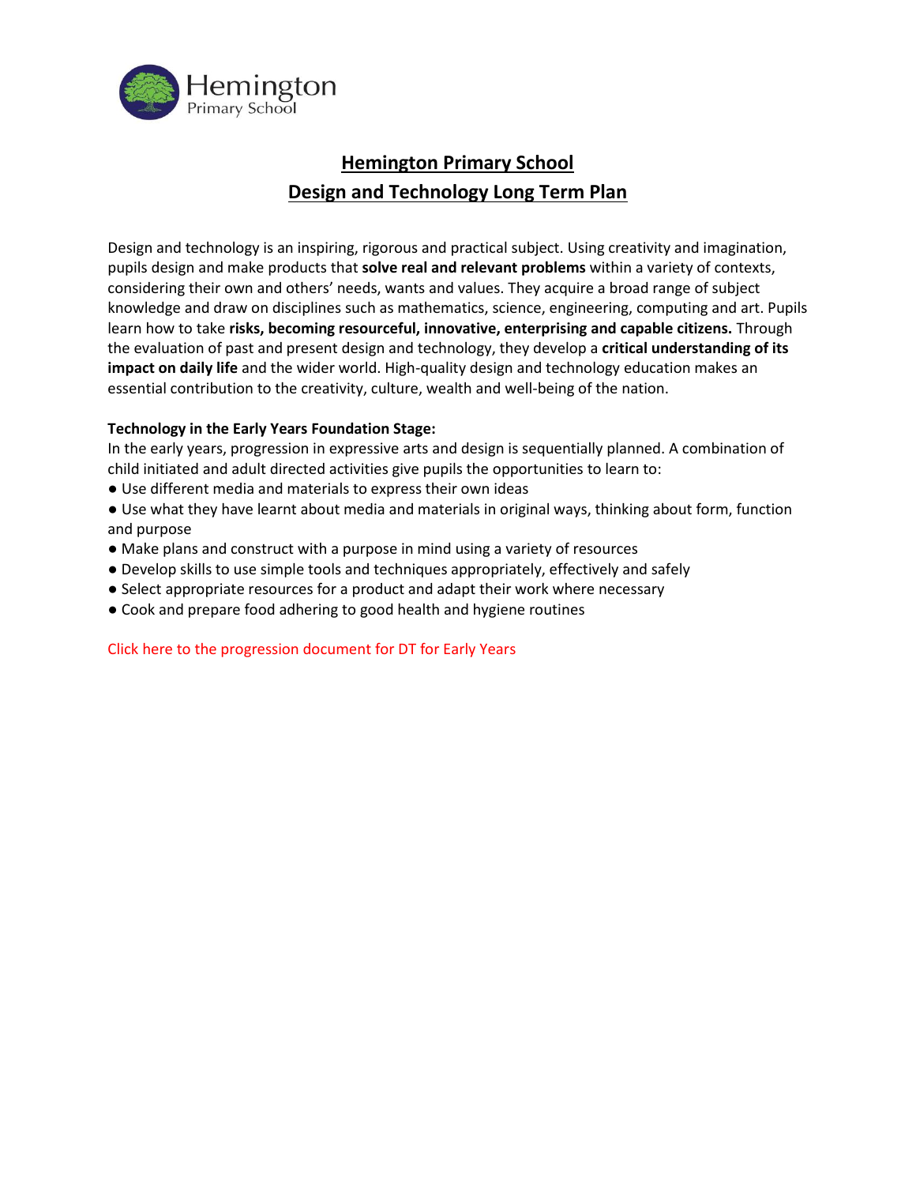Hemington
Primary School

# Hemington Primary School

## Design and Technology Long Term Plan

Design and technology is an inspiring, rigorous and practical subject. Using creativity and imagination, pupils design and make products that **solve real and relevant problems** within a variety of contexts, considering their own and others' needs, wants and values. They acquire a broad range of subject knowledge and draw on disciplines such as mathematics, science, engineering, computing and art. Pupils learn how to take **risks, becoming resourceful, innovative, enterprising and capable citizens.** Through the evaluation of past and present design and technology, they develop a **critical understanding of its impact on daily life** and the wider world. High-quality design and technology education makes an essential contribution to the creativity, culture, wealth and well-being of the nation.

**Technology in the Early Years Foundation Stage:**

In the early years, progression in expressive arts and design is sequentially planned. A combination of child initiated and adult directed activities give pupils the opportunities to learn to:

- Use different media and materials to express their own ideas
- Use what they have learnt about media and materials in original ways, thinking about form, function and purpose
- Make plans and construct with a purpose in mind using a variety of resources
- Develop skills to use simple tools and techniques appropriately, effectively and safely
- Select appropriate resources for a product and adapt their work where necessary
- Cook and prepare food adhering to good health and hygiene routines

Click here to the progression document for DT for Early Years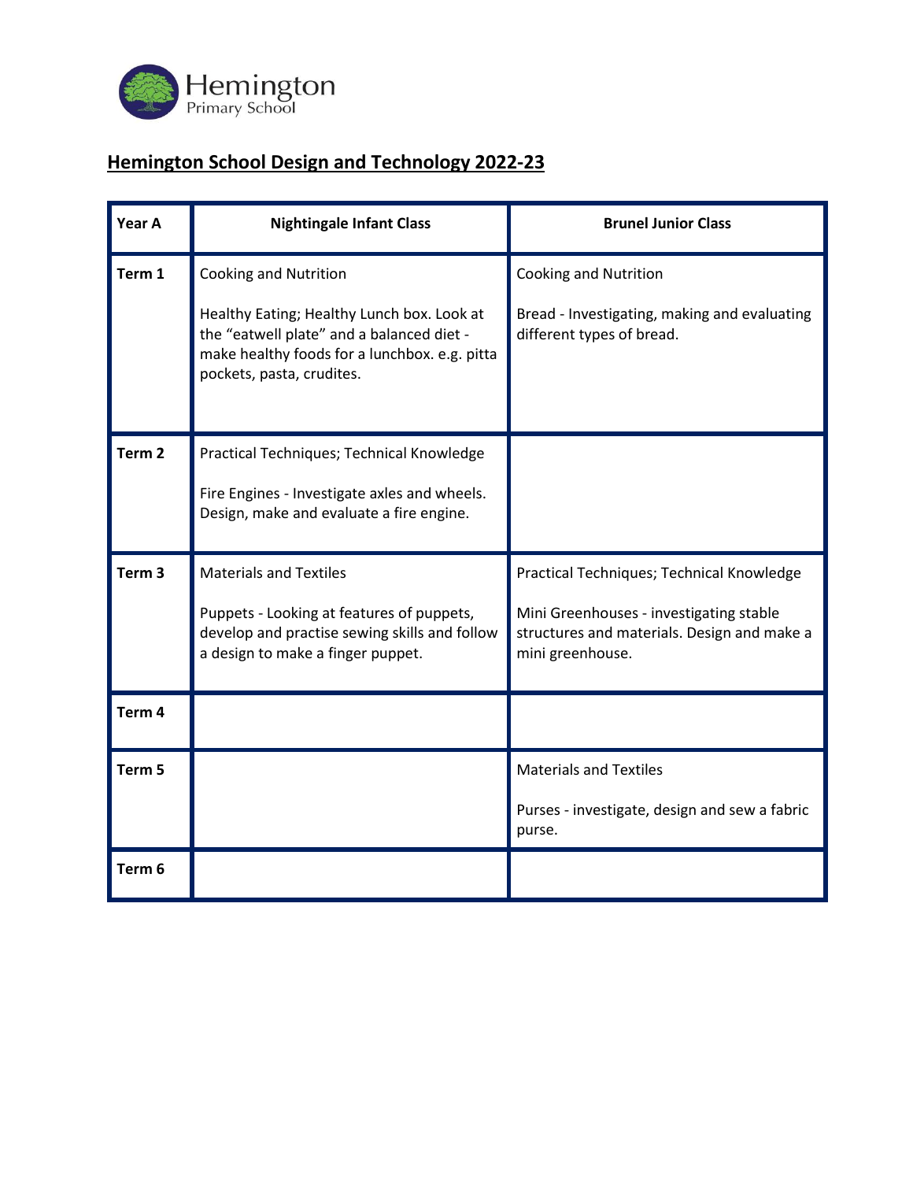Hemington
Primary School

## Hemington School Design and Technology 2022-23

| Year A | Nightingale Infant Class | Brunel Junior Class |
| --- | --- | --- |
| **Term 1** | Cooking and Nutrition<br><br>Healthy Eating; Healthy Lunch box. Look at the "eatwell plate" and a balanced diet - make healthy foods for a lunchbox. e.g. pitta pockets, pasta, crudites. | Cooking and Nutrition<br><br>Bread - Investigating, making and evaluating different types of bread. |
| **Term 2** | Practical Techniques; Technical Knowledge<br><br>Fire Engines - Investigate axles and wheels. Design, make and evaluate a fire engine. | |
| **Term 3** | Materials and Textiles<br><br>Puppets - Looking at features of puppets, develop and practise sewing skills and follow a design to make a finger puppet. | Practical Techniques; Technical Knowledge<br><br>Mini Greenhouses - investigating stable structures and materials. Design and make a mini greenhouse. |
| **Term 4** | | |
| **Term 5** | | Materials and Textiles<br><br>Purses - investigate, design and sew a fabric purse. |
| **Term 6** | | |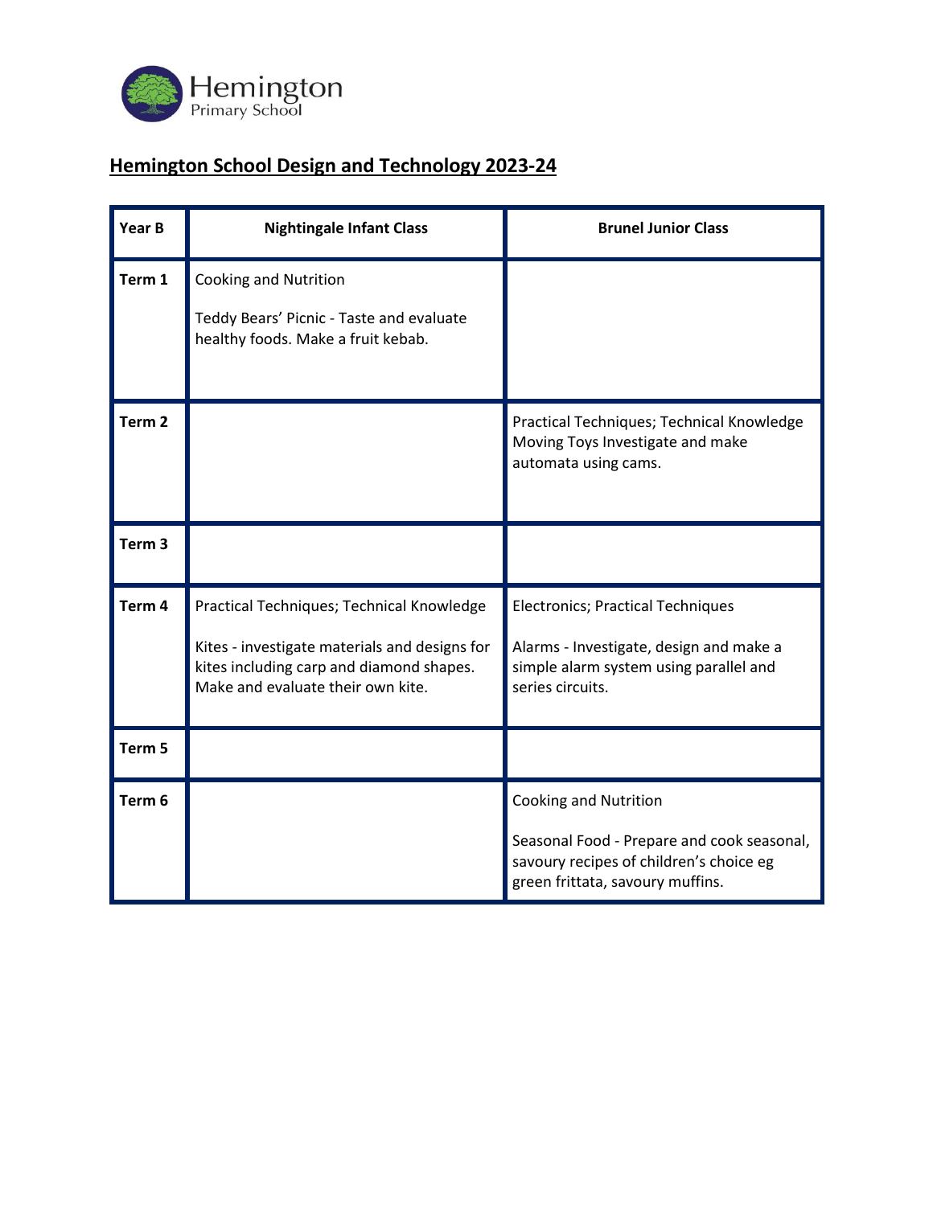Hemington Primary School

## Hemington School Design and Technology 2023-24

| Year B | Nightingale Infant Class | Brunel Junior Class |
|---|---|---|
| Term 1 | Cooking and Nutrition<br><br>Teddy Bears' Picnic - Taste and evaluate healthy foods. Make a fruit kebab. | |
| Term 2 | | Practical Techniques; Technical Knowledge<br>Moving Toys Investigate and make automata using cams. |
| Term 3 | | |
| Term 4 | Practical Techniques; Technical Knowledge<br><br>Kites - investigate materials and designs for kites including carp and diamond shapes. Make and evaluate their own kite. | Electronics; Practical Techniques<br><br>Alarms - Investigate, design and make a simple alarm system using parallel and series circuits. |
| Term 5 | | |
| Term 6 | | Cooking and Nutrition<br><br>Seasonal Food - Prepare and cook seasonal, savoury recipes of children's choice eg green frittata, savoury muffins. |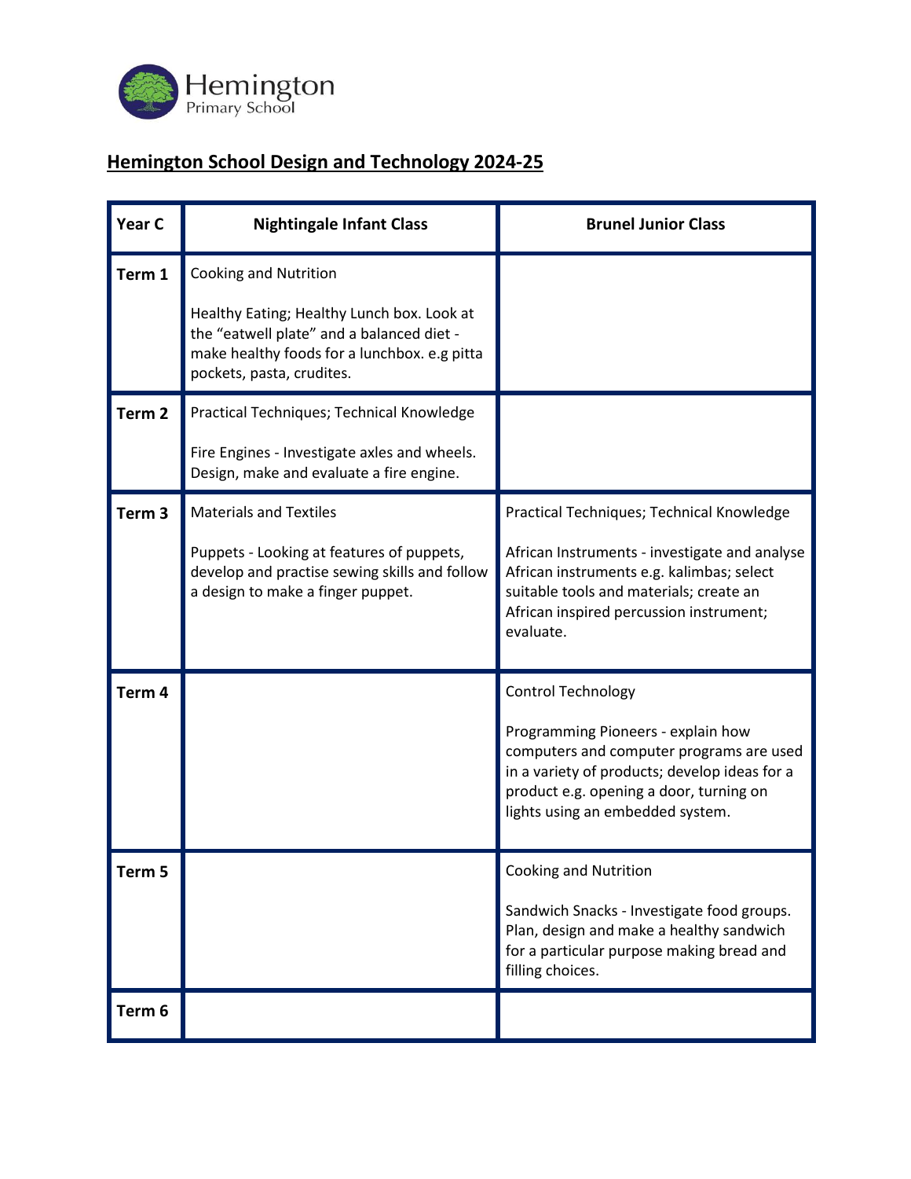Hemington
Primary School

## Hemington School Design and Technology 2024-25

| Year C | Nightingale Infant Class | Brunel Junior Class |
|---|---|---|
| Term 1 | Cooking and Nutrition<br><br>Healthy Eating; Healthy Lunch box. Look at the "eatwell plate" and a balanced diet - make healthy foods for a lunchbox. e.g pitta pockets, pasta, crudites. | |
| Term 2 | Practical Techniques; Technical Knowledge<br><br>Fire Engines - Investigate axles and wheels. Design, make and evaluate a fire engine. | |
| Term 3 | Materials and Textiles<br><br>Puppets - Looking at features of puppets, develop and practise sewing skills and follow a design to make a finger puppet. | Practical Techniques; Technical Knowledge<br><br>African Instruments - investigate and analyse African instruments e.g. kalimbas; select suitable tools and materials; create an African inspired percussion instrument; evaluate. |
| Term 4 | | Control Technology<br><br>Programming Pioneers - explain how computers and computer programs are used in a variety of products; develop ideas for a product e.g. opening a door, turning on lights using an embedded system. |
| Term 5 | | Cooking and Nutrition<br><br>Sandwich Snacks - Investigate food groups. Plan, design and make a healthy sandwich for a particular purpose making bread and filling choices. |
| Term 6 | | |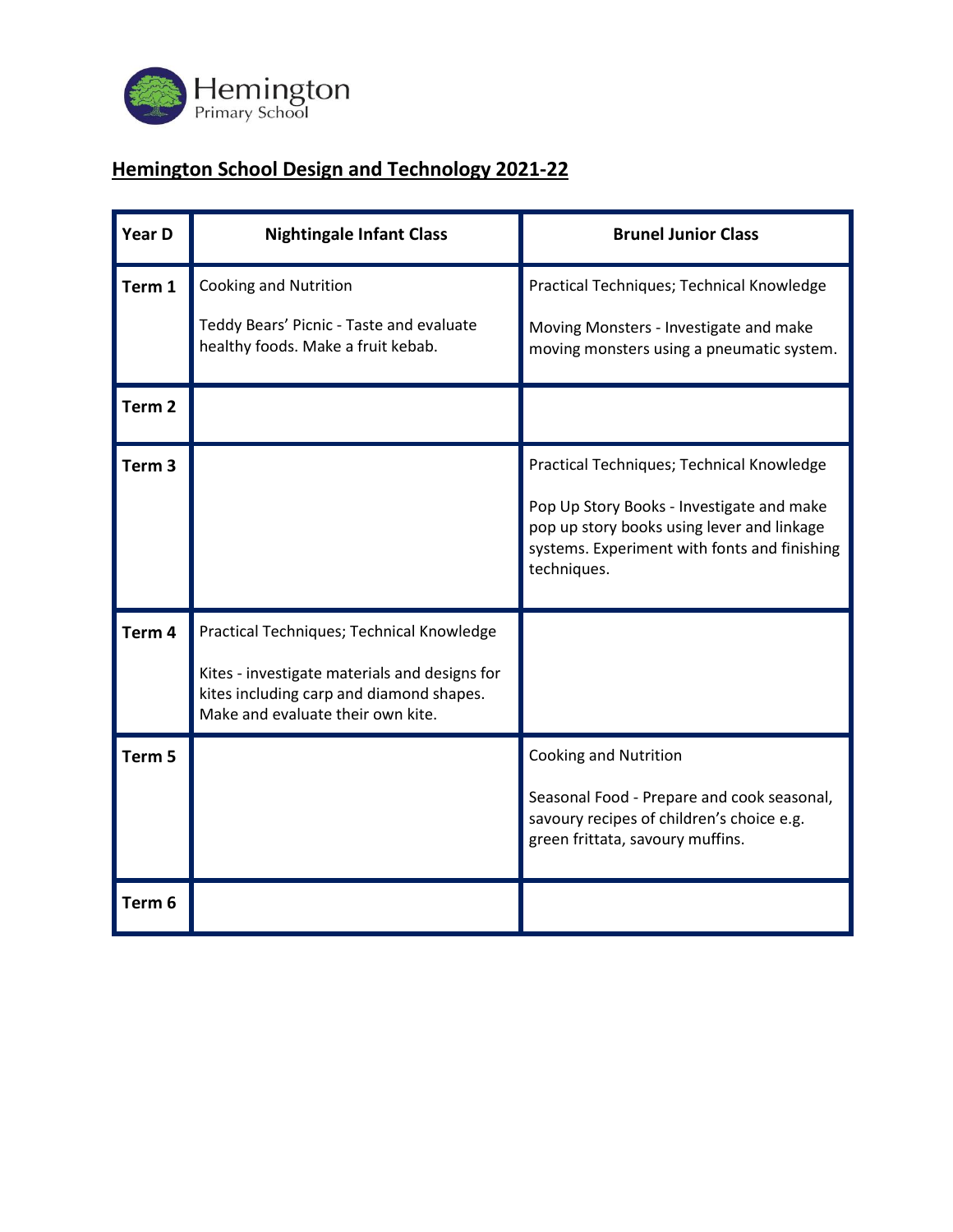Hemington Primary School

## Hemington School Design and Technology 2021-22

| Year D | Nightingale Infant Class | Brunel Junior Class |
|---|---|---|
| Term 1 | Cooking and Nutrition<br><br>Teddy Bears' Picnic - Taste and evaluate healthy foods. Make a fruit kebab. | Practical Techniques; Technical Knowledge<br><br>Moving Monsters - Investigate and make moving monsters using a pneumatic system. |
| Term 2 | | |
| Term 3 | | Practical Techniques; Technical Knowledge<br><br>Pop Up Story Books - Investigate and make pop up story books using lever and linkage systems. Experiment with fonts and finishing techniques. |
| Term 4 | Practical Techniques; Technical Knowledge<br><br>Kites - investigate materials and designs for kites including carp and diamond shapes. Make and evaluate their own kite. | |
| Term 5 | | Cooking and Nutrition<br><br>Seasonal Food - Prepare and cook seasonal, savoury recipes of children's choice e.g. green frittata, savoury muffins. |
| Term 6 | | |